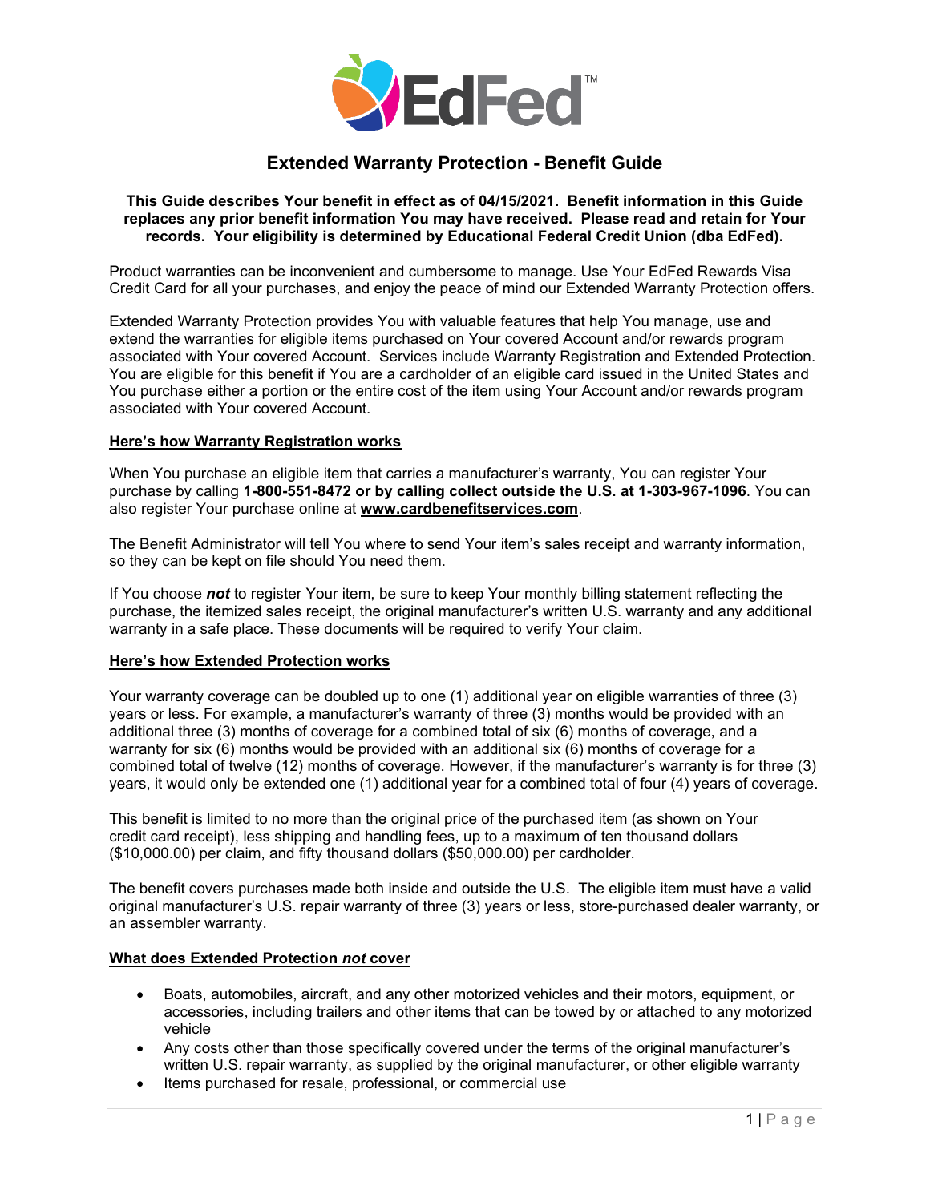# Extended Warranty Protection - Benefit Guide

**This Guide describes Your benefit in effect as of 04/15/2021. Benefit information in this Guide replaces any prior benefit information You may have received. Please read and retain for Your records. Your eligibility is determined by Educational Federal Credit Union (dba EdFed).**

Product warranties can be inconvenient and cumbersome to manage. Use Your EdFed Rewards Visa Credit Card for all your purchases, and enjoy the peace of mind our Extended Warranty Protection offers.

Extended Warranty Protection provides You with valuable features that help You manage, use and extend the warranties for eligible items purchased on Your covered Account and/or rewards program associated with Your covered Account. Services include Warranty Registration and Extended Protection. You are eligible for this benefit if You are a cardholder of an eligible card issued in the United States and You purchase either a portion or the entire cost of the item using Your Account and/or rewards program associated with Your covered Account.

## Here's how Warranty Registration works

When You purchase an eligible item that carries a manufacturer's warranty, You can register Your purchase by calling **1-800-551-8472 or by calling collect outside the U.S. at 1-303-967-1096**. You can also register Your purchase online at **www.cardbenefitservices.com**.

The Benefit Administrator will tell You where to send Your item's sales receipt and warranty information, so they can be kept on file should You need them.

If You choose ***not*** to register Your item, be sure to keep Your monthly billing statement reflecting the purchase, the itemized sales receipt, the original manufacturer's written U.S. warranty and any additional warranty in a safe place. These documents will be required to verify Your claim.

## Here's how Extended Protection works

Your warranty coverage can be doubled up to one (1) additional year on eligible warranties of three (3) years or less. For example, a manufacturer's warranty of three (3) months would be provided with an additional three (3) months of coverage for a combined total of six (6) months of coverage, and a warranty for six (6) months would be provided with an additional six (6) months of coverage for a combined total of twelve (12) months of coverage. However, if the manufacturer's warranty is for three (3) years, it would only be extended one (1) additional year for a combined total of four (4) years of coverage.

This benefit is limited to no more than the original price of the purchased item (as shown on Your credit card receipt), less shipping and handling fees, up to a maximum of ten thousand dollars ($10,000.00) per claim, and fifty thousand dollars ($50,000.00) per cardholder.

The benefit covers purchases made both inside and outside the U.S. The eligible item must have a valid original manufacturer's U.S. repair warranty of three (3) years or less, store-purchased dealer warranty, or an assembler warranty.

## What does Extended Protection *not* cover

- Boats, automobiles, aircraft, and any other motorized vehicles and their motors, equipment, or accessories, including trailers and other items that can be towed by or attached to any motorized vehicle
- Any costs other than those specifically covered under the terms of the original manufacturer's written U.S. repair warranty, as supplied by the original manufacturer, or other eligible warranty
- Items purchased for resale, professional, or commercial use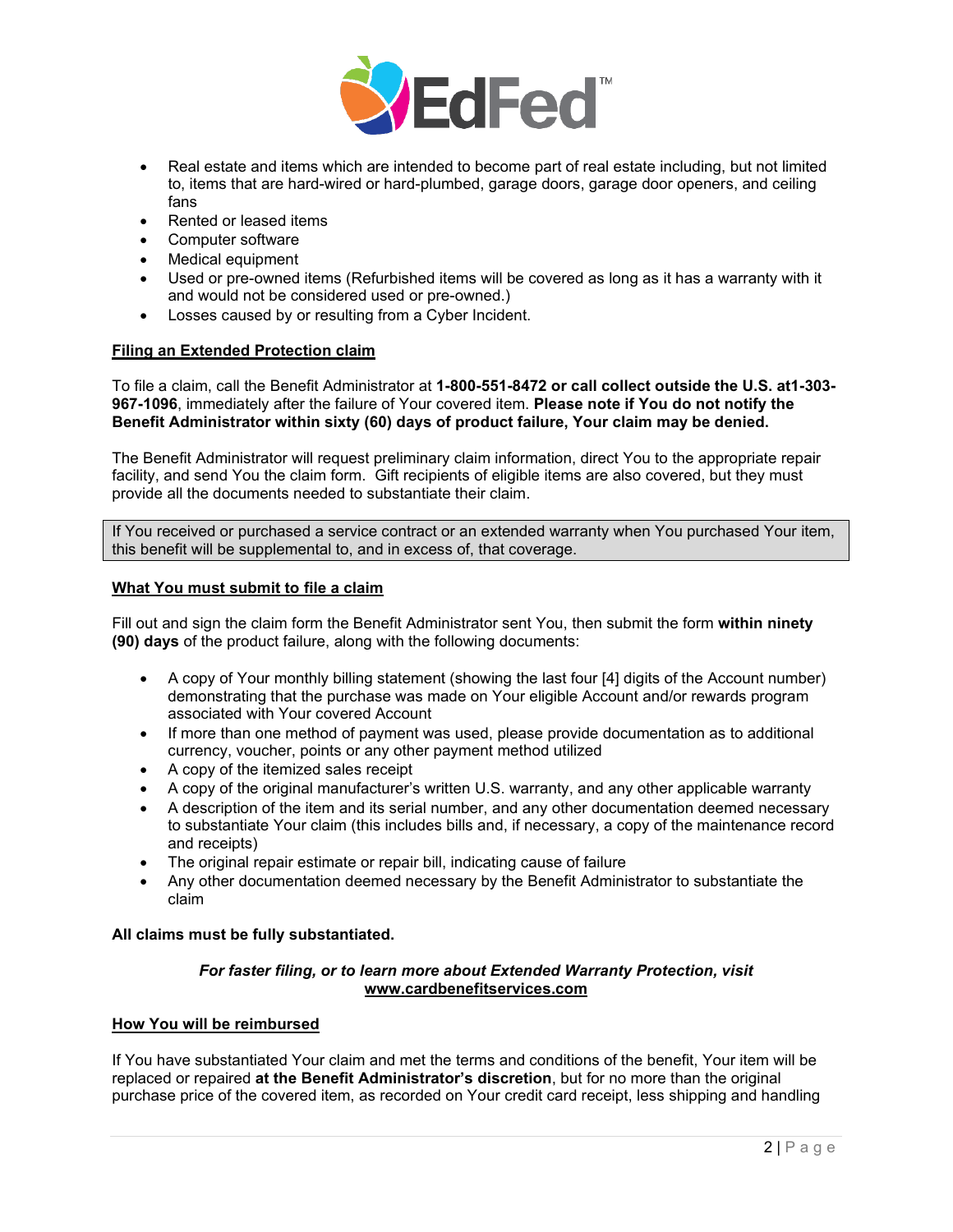- Real estate and items which are intended to become part of real estate including, but not limited to, items that are hard-wired or hard-plumbed, garage doors, garage door openers, and ceiling fans
- Rented or leased items
- Computer software
- Medical equipment
- Used or pre-owned items (Refurbished items will be covered as long as it has a warranty with it and would not be considered used or pre-owned.)
- Losses caused by or resulting from a Cyber Incident.

**Filing an Extended Protection claim**

To file a claim, call the Benefit Administrator at **1-800-551-8472 or call collect outside the U.S. at1-303-967-1096**, immediately after the failure of Your covered item. **Please note if You do not notify the Benefit Administrator within sixty (60) days of product failure, Your claim may be denied.**

The Benefit Administrator will request preliminary claim information, direct You to the appropriate repair facility, and send You the claim form. Gift recipients of eligible items are also covered, but they must provide all the documents needed to substantiate their claim.

If You received or purchased a service contract or an extended warranty when You purchased Your item, this benefit will be supplemental to, and in excess of, that coverage.

**What You must submit to file a claim**

Fill out and sign the claim form the Benefit Administrator sent You, then submit the form **within ninety (90) days** of the product failure, along with the following documents:

- A copy of Your monthly billing statement (showing the last four [4] digits of the Account number) demonstrating that the purchase was made on Your eligible Account and/or rewards program associated with Your covered Account
- If more than one method of payment was used, please provide documentation as to additional currency, voucher, points or any other payment method utilized
- A copy of the itemized sales receipt
- A copy of the original manufacturer's written U.S. warranty, and any other applicable warranty
- A description of the item and its serial number, and any other documentation deemed necessary to substantiate Your claim (this includes bills and, if necessary, a copy of the maintenance record and receipts)
- The original repair estimate or repair bill, indicating cause of failure
- Any other documentation deemed necessary by the Benefit Administrator to substantiate the claim

**All claims must be fully substantiated.**

***For faster filing, or to learn more about Extended Warranty Protection, visit www.cardbenefitservices.com***

**How You will be reimbursed**

If You have substantiated Your claim and met the terms and conditions of the benefit, Your item will be replaced or repaired **at the Benefit Administrator's discretion**, but for no more than the original purchase price of the covered item, as recorded on Your credit card receipt, less shipping and handling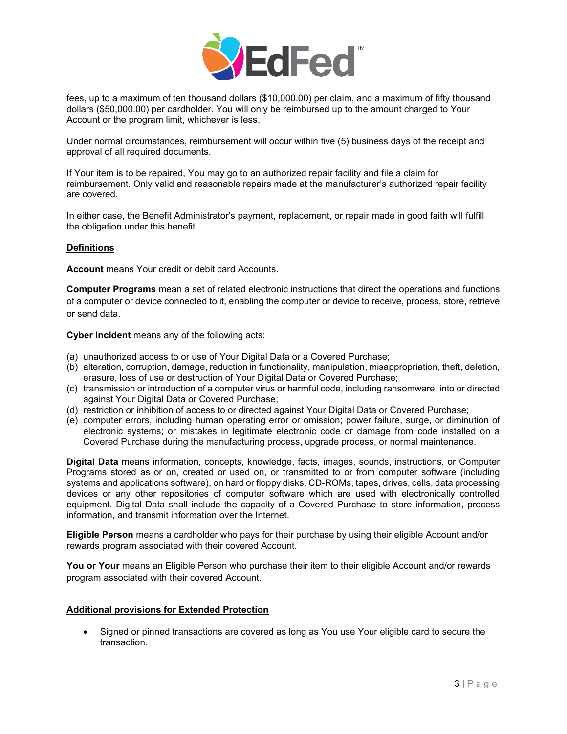fees, up to a maximum of ten thousand dollars ($10,000.00) per claim, and a maximum of fifty thousand dollars ($50,000.00) per cardholder. You will only be reimbursed up to the amount charged to Your Account or the program limit, whichever is less.

Under normal circumstances, reimbursement will occur within five (5) business days of the receipt and approval of all required documents.

If Your item is to be repaired, You may go to an authorized repair facility and file a claim for reimbursement. Only valid and reasonable repairs made at the manufacturer's authorized repair facility are covered.

In either case, the Benefit Administrator's payment, replacement, or repair made in good faith will fulfill the obligation under this benefit.

**Definitions**

**Account** means Your credit or debit card Accounts.

**Computer Programs** mean a set of related electronic instructions that direct the operations and functions of a computer or device connected to it, enabling the computer or device to receive, process, store, retrieve or send data.

**Cyber Incident** means any of the following acts:

(a) unauthorized access to or use of Your Digital Data or a Covered Purchase;
(b) alteration, corruption, damage, reduction in functionality, manipulation, misappropriation, theft, deletion, erasure, loss of use or destruction of Your Digital Data or Covered Purchase;
(c) transmission or introduction of a computer virus or harmful code, including ransomware, into or directed against Your Digital Data or Covered Purchase;
(d) restriction or inhibition of access to or directed against Your Digital Data or Covered Purchase;
(e) computer errors, including human operating error or omission; power failure, surge, or diminution of electronic systems; or mistakes in legitimate electronic code or damage from code installed on a Covered Purchase during the manufacturing process, upgrade process, or normal maintenance.

**Digital Data** means information, concepts, knowledge, facts, images, sounds, instructions, or Computer Programs stored as or on, created or used on, or transmitted to or from computer software (including systems and applications software), on hard or floppy disks, CD-ROMs, tapes, drives, cells, data processing devices or any other repositories of computer software which are used with electronically controlled equipment. Digital Data shall include the capacity of a Covered Purchase to store information, process information, and transmit information over the Internet.

**Eligible Person** means a cardholder who pays for their purchase by using their eligible Account and/or rewards program associated with their covered Account.

**You or Your** means an Eligible Person who purchase their item to their eligible Account and/or rewards program associated with their covered Account.

**Additional provisions for Extended Protection**

- Signed or pinned transactions are covered as long as You use Your eligible card to secure the transaction.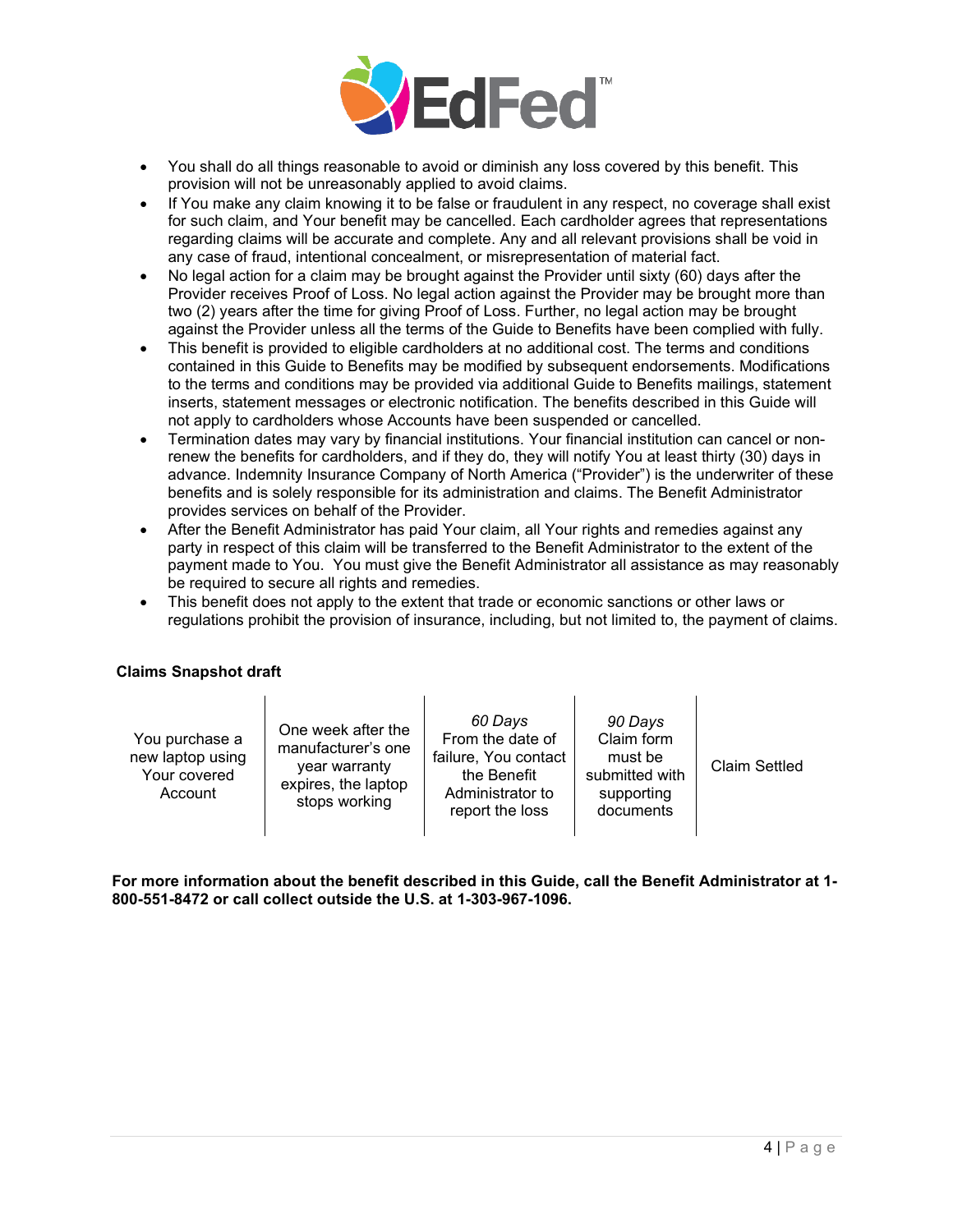- You shall do all things reasonable to avoid or diminish any loss covered by this benefit. This provision will not be unreasonably applied to avoid claims.
- If You make any claim knowing it to be false or fraudulent in any respect, no coverage shall exist for such claim, and Your benefit may be cancelled. Each cardholder agrees that representations regarding claims will be accurate and complete. Any and all relevant provisions shall be void in any case of fraud, intentional concealment, or misrepresentation of material fact.
- No legal action for a claim may be brought against the Provider until sixty (60) days after the Provider receives Proof of Loss. No legal action against the Provider may be brought more than two (2) years after the time for giving Proof of Loss. Further, no legal action may be brought against the Provider unless all the terms of the Guide to Benefits have been complied with fully.
- This benefit is provided to eligible cardholders at no additional cost. The terms and conditions contained in this Guide to Benefits may be modified by subsequent endorsements. Modifications to the terms and conditions may be provided via additional Guide to Benefits mailings, statement inserts, statement messages or electronic notification. The benefits described in this Guide will not apply to cardholders whose Accounts have been suspended or cancelled.
- Termination dates may vary by financial institutions. Your financial institution can cancel or non-renew the benefits for cardholders, and if they do, they will notify You at least thirty (30) days in advance. Indemnity Insurance Company of North America ("Provider") is the underwriter of these benefits and is solely responsible for its administration and claims. The Benefit Administrator provides services on behalf of the Provider.
- After the Benefit Administrator has paid Your claim, all Your rights and remedies against any party in respect of this claim will be transferred to the Benefit Administrator to the extent of the payment made to You. You must give the Benefit Administrator all assistance as may reasonably be required to secure all rights and remedies.
- This benefit does not apply to the extent that trade or economic sanctions or other laws or regulations prohibit the provision of insurance, including, but not limited to, the payment of claims.

**Claims Snapshot draft**

| | | | | |
|---|---|---|---|---|
| You purchase a new laptop using Your covered Account | One week after the manufacturer's one year warranty expires, the laptop stops working | *60 Days* From the date of failure, You contact the Benefit Administrator to report the loss | *90 Days* Claim form must be submitted with supporting documents | Claim Settled |

**For more information about the benefit described in this Guide, call the Benefit Administrator at 1-800-551-8472 or call collect outside the U.S. at 1-303-967-1096.**